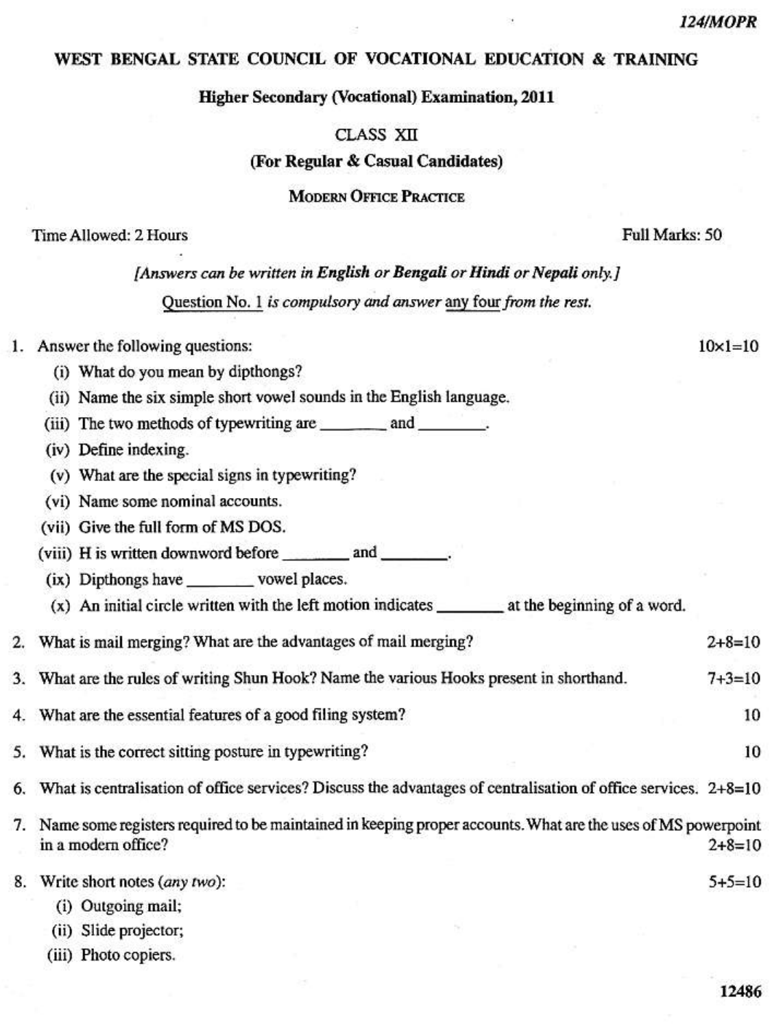124/MOPR

# WEST BENGAL STATE COUNCIL OF VOCATIONAL EDUCATION & TRAINING

## Higher Secondary (Vocational) Examination, 2011

### CLASS XII

**(For Regular & Casual Candidates)**

**MODERN OFFICE PRACTICE**

Time Allowed: 2 Hours — Full Marks: 50

*[Answers can be written in **English** or **Bengali** or **Hindi** or **Nepali** only.]*

Question No. 1 *is compulsory and answer* any four *from the rest.*

1. Answer the following questions: — 10×1=10
   - (i) What do you mean by dipthongs?
   - (ii) Name the six simple short vowel sounds in the English language.
   - (iii) The two methods of typewriting are ________ and ________.
   - (iv) Define indexing.
   - (v) What are the special signs in typewriting?
   - (vi) Name some nominal accounts.
   - (vii) Give the full form of MS DOS.
   - (viii) H is written downword before ________ and ________.
   - (ix) Dipthongs have ________ vowel places.
   - (x) An initial circle written with the left motion indicates ________ at the beginning of a word.

2. What is mail merging? What are the advantages of mail merging? — 2+8=10

3. What are the rules of writing Shun Hook? Name the various Hooks present in shorthand. — 7+3=10

4. What are the essential features of a good filing system? — 10

5. What is the correct sitting posture in typewriting? — 10

6. What is centralisation of office services? Discuss the advantages of centralisation of office services. — 2+8=10

7. Name some registers required to be maintained in keeping proper accounts. What are the uses of MS powerpoint in a modern office? — 2+8=10

8. Write short notes (*any two*): — 5+5=10
   - (i) Outgoing mail;
   - (ii) Slide projector;
   - (iii) Photo copiers.

12486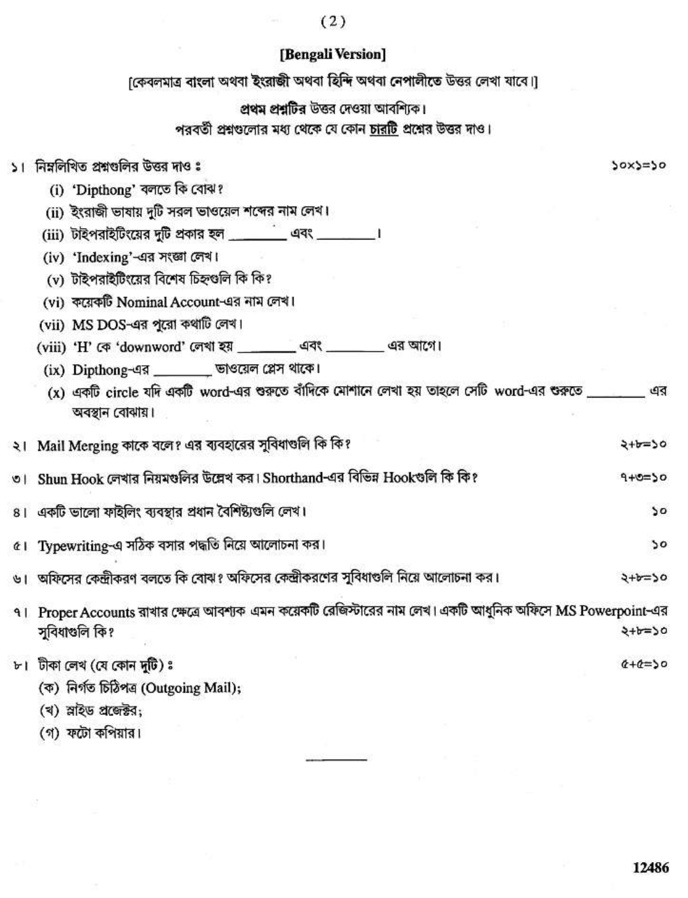## [Bengali Version]

[কেবলমাত্র বাংলা অথবা ইংরাজী অথবা হিন্দি অথবা নেপালীতে উত্তর লেখা যাবে।]

**প্রথম প্রশ্নটির** উত্তর দেওয়া আবশ্যিক।

পরবর্তী প্রশ্নগুলোর মধ্য থেকে যে কোন <u>চারটি</u> প্রশ্নের উত্তর দাও।

১। নিম্নলিখিত প্রশ্নগুলির উত্তর দাও ঃ — ১০×১=১০

(i) 'Dipthong' বলতে কি বোঝ?

(ii) ইংরাজী ভাষায় দুটি সরল ভাওয়েল শব্দের নাম লেখ।

(iii) টাইপরাইটিংয়ের দুটি প্রকার হল ________ এবং ________।

(iv) 'Indexing'-এর সংজ্ঞা লেখ।

(v) টাইপরাইটিংয়ের বিশেষ চিহ্নগুলি কি কি?

(vi) কয়েকটি Nominal Account-এর নাম লেখ।

(vii) MS DOS-এর পুরো কথাটি লেখ।

(viii) 'H' কে 'downword' লেখা হয় ________ এবং ________ এর আগে।

(ix) Dipthong-এর ________ ভাওয়েল প্লেস থাকে।

(x) একটি circle যদি একটি word-এর শুরুতে বাঁদিকে মোশানে লেখা হয় তাহলে সেটি word-এর শুরুতে ________ এর অবস্থান বোঝায়।

২। Mail Merging কাকে বলে? এর ব্যবহারের সুবিধাগুলি কি কি? — ২+৮=১০

৩। Shun Hook লেখার নিয়মগুলির উল্লেখ কর। Shorthand-এর বিভিন্ন Hookগুলি কি কি? — ৭+৩=১০

৪। একটি ভালো ফাইলিং ব্যবস্থার প্রধান বৈশিষ্ট্যগুলি লেখ। — ১০

৫। Typewriting-এ সঠিক বসার পদ্ধতি নিয়ে আলোচনা কর। — ১০

৬। অফিসের কেন্দ্রীকরণ বলতে কি বোঝ? অফিসের কেন্দ্রীকরণের সুবিধাগুলি নিয়ে আলোচনা কর। — ২+৮=১০

৭। Proper Accounts রাখার ক্ষেত্রে আবশ্যক এমন কয়েকটি রেজিস্টারের নাম লেখ। একটি আধুনিক অফিসে MS Powerpoint-এর সুবিধাগুলি কি? — ২+৮=১০

৮। টীকা লেখ (যে কোন **দুটি**) ঃ — ৫+৫=১০

(ক) নির্গত চিঠিপত্র (Outgoing Mail);

(খ) স্লাইড প্রজেক্টর;

(গ) ফটো কপিয়ার।

12486